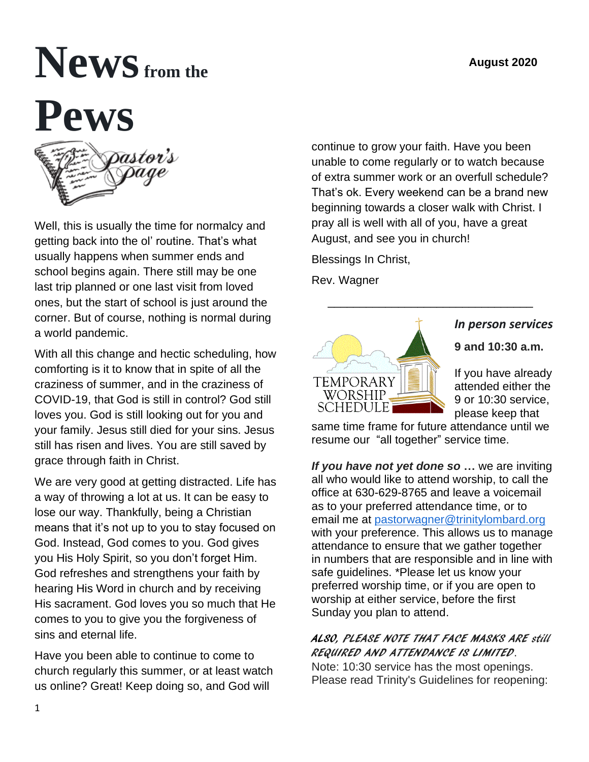# News from the Pews

August 2020

## Pastor's Page

Well, this is usually the time for normalcy and getting back into the ol' routine. That's what usually happens when summer ends and school begins again. There still may be one last trip planned or one last visit from loved ones, but the start of school is just around the corner. But of course, nothing is normal during a world pandemic.

With all this change and hectic scheduling, how comforting is it to know that in spite of all the craziness of summer, and in the craziness of COVID-19, that God is still in control? God still loves you. God is still looking out for you and your family. Jesus still died for your sins. Jesus still has risen and lives. You are still saved by grace through faith in Christ.

We are very good at getting distracted. Life has a way of throwing a lot at us. It can be easy to lose our way. Thankfully, being a Christian means that it's not up to you to stay focused on God. Instead, God comes to you. God gives you His Holy Spirit, so you don't forget Him. God refreshes and strengthens your faith by hearing His Word in church and by receiving His sacrament. God loves you so much that He comes to you to give you the forgiveness of sins and eternal life.

Have you been able to continue to come to church regularly this summer, or at least watch us online? Great! Keep doing so, and God will continue to grow your faith. Have you been unable to come regularly or to watch because of extra summer work or an overfull schedule? That's ok. Every weekend can be a brand new beginning towards a closer walk with Christ. I pray all is well with all of you, have a great August, and see you in church!

Blessings In Christ,

Rev. Wagner

---

## TEMPORARY WORSHIP SCHEDULE

***In person services***

**9 and 10:30 a.m.**

If you have already attended either the 9 or 10:30 service, please keep that same time frame for future attendance until we resume our "all together" service time.

***If you have not yet done so …*** we are inviting all who would like to attend worship, to call the office at 630-629-8765 and leave a voicemail as to your preferred attendance time, or to email me at pastorwagner@trinitylombard.org with your preference. This allows us to manage attendance to ensure that we gather together in numbers that are responsible and in line with safe guidelines. *Please let us know your preferred worship time, or if you are open to worship at either service, before the first Sunday you plan to attend.

***ALSO, PLEASE NOTE THAT FACE MASKS ARE still REQUIRED AND ATTENDANCE IS LIMITED.***

Note: 10:30 service has the most openings. Please read Trinity's Guidelines for reopening: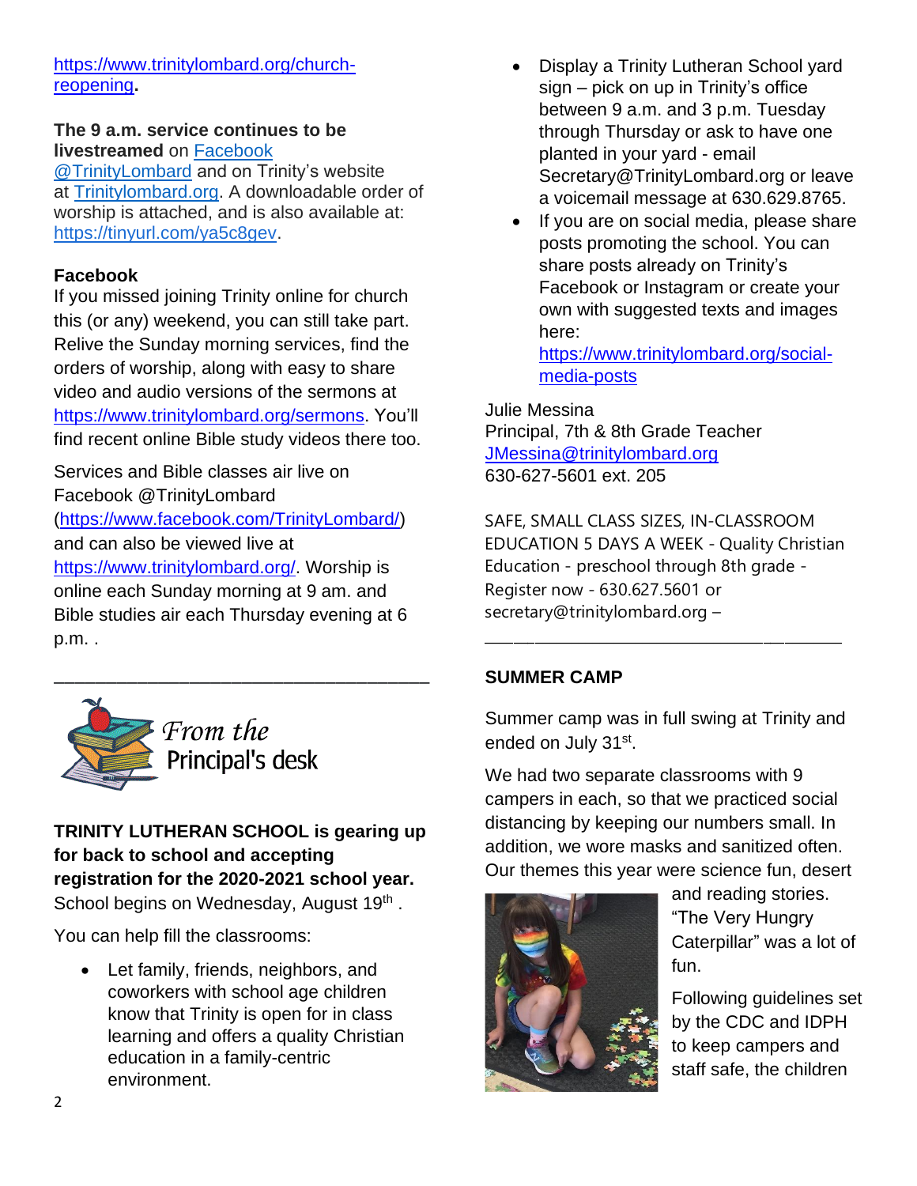https://www.trinitylombard.org/church-reopening.

**The 9 a.m. service continues to be livestreamed** on Facebook @TrinityLombard and on Trinity's website at Trinitylombard.org. A downloadable order of worship is attached, and is also available at: https://tinyurl.com/ya5c8gev.

**Facebook**

If you missed joining Trinity online for church this (or any) weekend, you can still take part. Relive the Sunday morning services, find the orders of worship, along with easy to share video and audio versions of the sermons at https://www.trinitylombard.org/sermons. You'll find recent online Bible study videos there too.

Services and Bible classes air live on Facebook @TrinityLombard (https://www.facebook.com/TrinityLombard/) and can also be viewed live at https://www.trinitylombard.org/. Worship is online each Sunday morning at 9 am. and Bible studies air each Thursday evening at 6 p.m. .

---

## *From the* Principal's desk

**TRINITY LUTHERAN SCHOOL is gearing up for back to school and accepting registration for the 2020-2021 school year.** School begins on Wednesday, August 19th .

You can help fill the classrooms:

- Let family, friends, neighbors, and coworkers with school age children know that Trinity is open for in class learning and offers a quality Christian education in a family-centric environment.
- Display a Trinity Lutheran School yard sign – pick on up in Trinity's office between 9 a.m. and 3 p.m. Tuesday through Thursday or ask to have one planted in your yard - email Secretary@TrinityLombard.org or leave a voicemail message at 630.629.8765.
- If you are on social media, please share posts promoting the school. You can share posts already on Trinity's Facebook or Instagram or create your own with suggested texts and images here: https://www.trinitylombard.org/social-media-posts

Julie Messina
Principal, 7th & 8th Grade Teacher
JMessina@trinitylombard.org
630-627-5601 ext. 205

SAFE, SMALL CLASS SIZES, IN-CLASSROOM EDUCATION 5 DAYS A WEEK - Quality Christian Education - preschool through 8th grade - Register now - 630.627.5601 or secretary@trinitylombard.org –

---

**SUMMER CAMP**

Summer camp was in full swing at Trinity and ended on July 31st.

We had two separate classrooms with 9 campers in each, so that we practiced social distancing by keeping our numbers small. In addition, we wore masks and sanitized often. Our themes this year were science fun, desert and reading stories. "The Very Hungry Caterpillar" was a lot of fun.

Following guidelines set by the CDC and IDPH to keep campers and staff safe, the children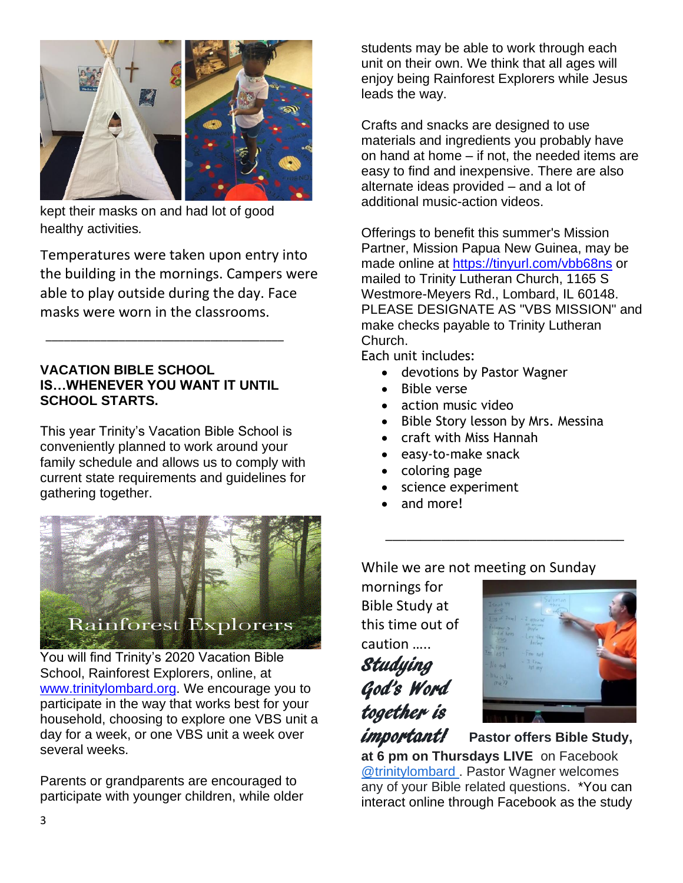kept their masks on and had lot of good healthy activities.

Temperatures were taken upon entry into the building in the mornings. Campers were able to play outside during the day. Face masks were worn in the classrooms.

---

**VACATION BIBLE SCHOOL IS…WHENEVER YOU WANT IT UNTIL SCHOOL STARTS.**

This year Trinity's Vacation Bible School is conveniently planned to work around your family schedule and allows us to comply with current state requirements and guidelines for gathering together.

Rainforest Explorers

You will find Trinity's 2020 Vacation Bible School, Rainforest Explorers, online, at [www.trinitylombard.org](www.trinitylombard.org). We encourage you to participate in the way that works best for your household, choosing to explore one VBS unit a day for a week, or one VBS unit a week over several weeks.

Parents or grandparents are encouraged to participate with younger children, while older students may be able to work through each unit on their own. We think that all ages will enjoy being Rainforest Explorers while Jesus leads the way.

Crafts and snacks are designed to use materials and ingredients you probably have on hand at home – if not, the needed items are easy to find and inexpensive. There are also alternate ideas provided – and a lot of additional music-action videos.

Offerings to benefit this summer's Mission Partner, Mission Papua New Guinea, may be made online at [https://tinyurl.com/vbb68ns](https://tinyurl.com/vbb68ns) or mailed to Trinity Lutheran Church, 1165 S Westmore-Meyers Rd., Lombard, IL 60148. PLEASE DESIGNATE AS "VBS MISSION" and make checks payable to Trinity Lutheran Church.

Each unit includes:

- devotions by Pastor Wagner
- Bible verse
- action music video
- Bible Story lesson by Mrs. Messina
- craft with Miss Hannah
- easy-to-make snack
- coloring page
- science experiment
- and more!

---

While we are not meeting on Sunday mornings for Bible Study at this time out of caution .....

***Studying God's Word together is important!***

**Pastor offers Bible Study, at 6 pm on Thursdays LIVE** on Facebook [@trinitylombard](@trinitylombard) . Pastor Wagner welcomes any of your Bible related questions. *You can interact online through Facebook as the study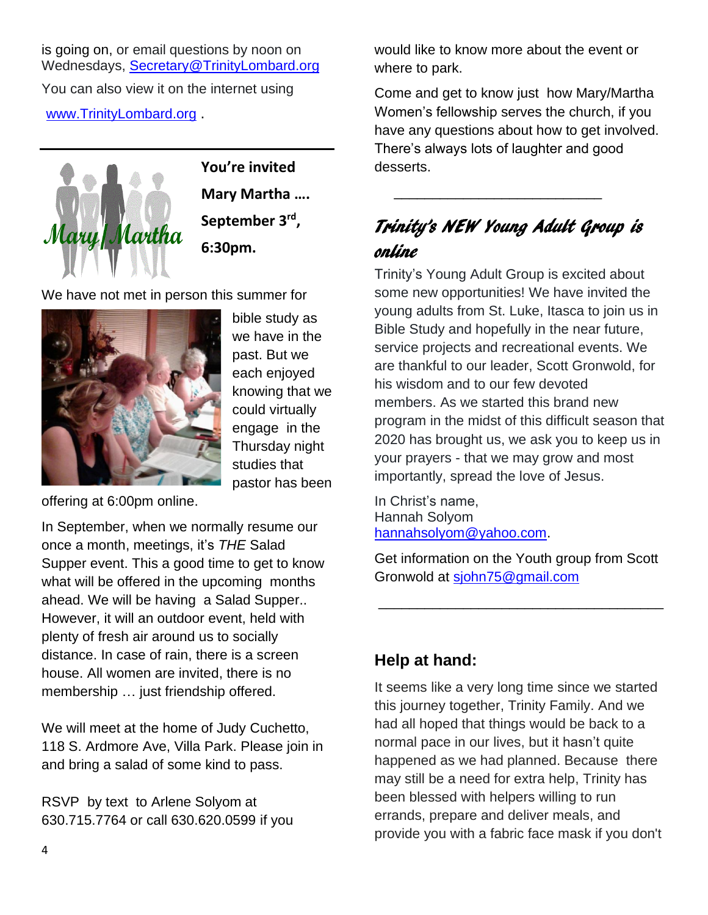is going on, or email questions by noon on Wednesdays, Secretary@TrinityLombard.org

You can also view it on the internet using www.TrinityLombard.org .

---

**You're invited**

**Mary Martha ….**

**September 3rd, 6:30pm.**

We have not met in person this summer for bible study as we have in the past. But we each enjoyed knowing that we could virtually engage in the Thursday night studies that pastor has been offering at 6:00pm online.

In September, when we normally resume our once a month, meetings, it's *THE* Salad Supper event. This a good time to get to know what will be offered in the upcoming months ahead. We will be having a Salad Supper.. However, it will an outdoor event, held with plenty of fresh air around us to socially distance. In case of rain, there is a screen house. All women are invited, there is no membership … just friendship offered.

We will meet at the home of Judy Cuchetto, 118 S. Ardmore Ave, Villa Park. Please join in and bring a salad of some kind to pass.

RSVP by text to Arlene Solyom at 630.715.7764 or call 630.620.0599 if you would like to know more about the event or where to park.

Come and get to know just how Mary/Martha Women's fellowship serves the church, if you have any questions about how to get involved. There's always lots of laughter and good desserts.

---

## *Trinity's NEW Young Adult Group is online*

Trinity's Young Adult Group is excited about some new opportunities! We have invited the young adults from St. Luke, Itasca to join us in Bible Study and hopefully in the near future, service projects and recreational events. We are thankful to our leader, Scott Gronwold, for his wisdom and to our few devoted members. As we started this brand new program in the midst of this difficult season that 2020 has brought us, we ask you to keep us in your prayers - that we may grow and most importantly, spread the love of Jesus.

In Christ's name,
Hannah Solyom
hannahsolyom@yahoo.com.

Get information on the Youth group from Scott Gronwold at sjohn75@gmail.com

---

## Help at hand:

It seems like a very long time since we started this journey together, Trinity Family. And we had all hoped that things would be back to a normal pace in our lives, but it hasn't quite happened as we had planned. Because there may still be a need for extra help, Trinity has been blessed with helpers willing to run errands, prepare and deliver meals, and provide you with a fabric face mask if you don't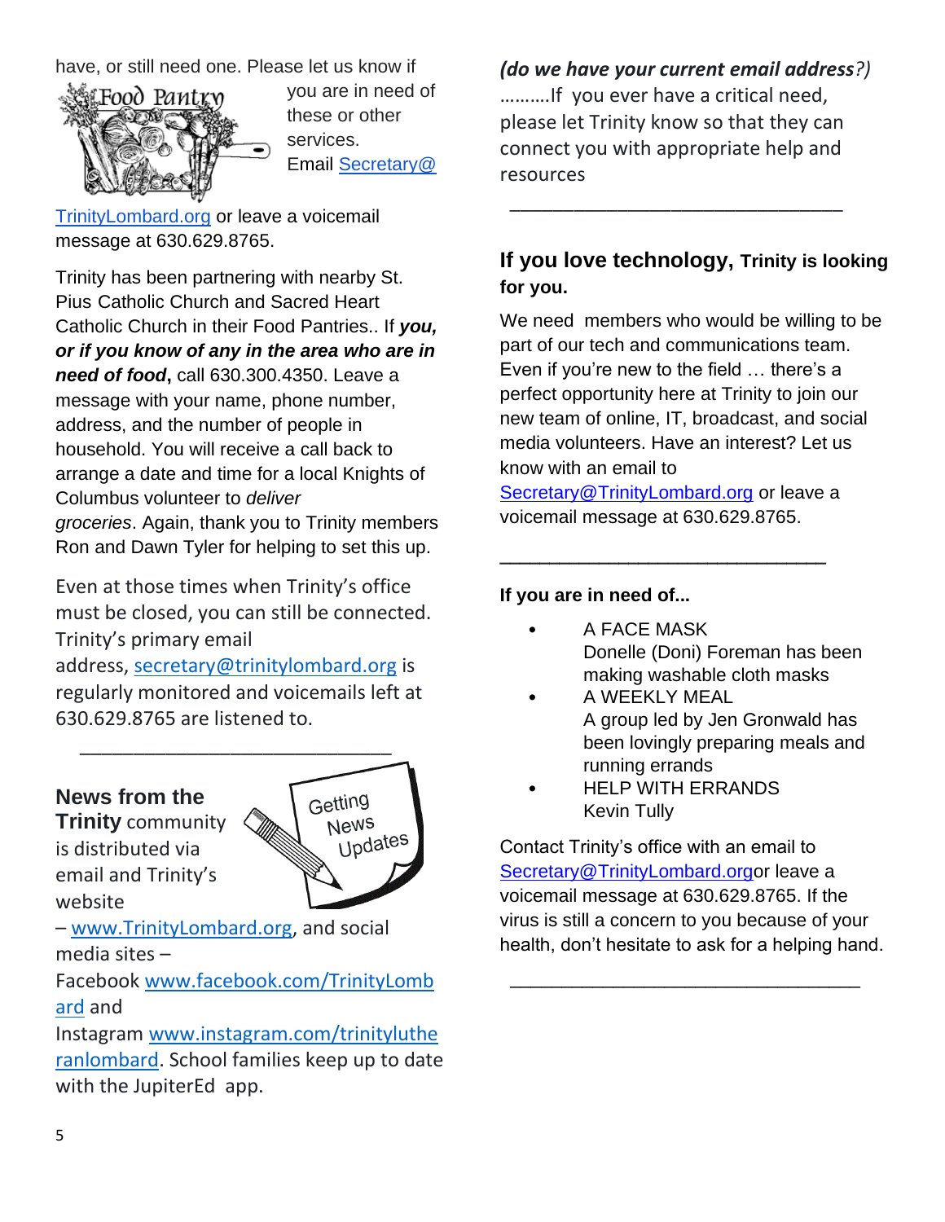have, or still need one. Please let us know if you are in need of these or other services. Email Secretary@TrinityLombard.org or leave a voicemail message at 630.629.8765.

Trinity has been partnering with nearby St. Pius Catholic Church and Sacred Heart Catholic Church in their Food Pantries.. If ***you, or if you know of any in the area who are in need of food***, call 630.300.4350. Leave a message with your name, phone number, address, and the number of people in household. You will receive a call back to arrange a date and time for a local Knights of Columbus volunteer to *deliver groceries*. Again, thank you to Trinity members Ron and Dawn Tyler for helping to set this up.

Even at those times when Trinity's office must be closed, you can still be connected. Trinity's primary email address, secretary@trinitylombard.org is regularly monitored and voicemails left at 630.629.8765 are listened to.

\_\_\_\_\_\_\_\_\_\_\_\_\_\_\_\_\_\_\_\_\_\_\_\_\_\_\_\_\_\_\_\_

**News from the Trinity** community is distributed via email and Trinity's website – www.TrinityLombard.org, and social media sites – Facebook www.facebook.com/TrinityLombard and Instagram www.instagram.com/trinitylutheranlombard. School families keep up to date with the JupiterEd app.

***(do we have your current email address****?)*
……….If you ever have a critical need, please let Trinity know so that they can connect you with appropriate help and resources

\_\_\_\_\_\_\_\_\_\_\_\_\_\_\_\_\_\_\_\_\_\_\_\_\_\_\_\_\_\_\_\_

## If you love technology, Trinity is looking for you.

We need members who would be willing to be part of our tech and communications team. Even if you're new to the field … there's a perfect opportunity here at Trinity to join our new team of online, IT, broadcast, and social media volunteers. Have an interest? Let us know with an email to Secretary@TrinityLombard.org or leave a voicemail message at 630.629.8765.

\_\_\_\_\_\_\_\_\_\_\_\_\_\_\_\_\_\_\_\_\_\_\_\_\_\_\_\_\_\_\_\_

**If you are in need of...**

- A FACE MASK
  Donelle (Doni) Foreman has been making washable cloth masks
- A WEEKLY MEAL
  A group led by Jen Gronwald has been lovingly preparing meals and running errands
- HELP WITH ERRANDS
  Kevin Tully

Contact Trinity's office with an email to Secretary@TrinityLombard.orgor leave a voicemail message at 630.629.8765. If the virus is still a concern to you because of your health, don't hesitate to ask for a helping hand.

\_\_\_\_\_\_\_\_\_\_\_\_\_\_\_\_\_\_\_\_\_\_\_\_\_\_\_\_\_\_\_\_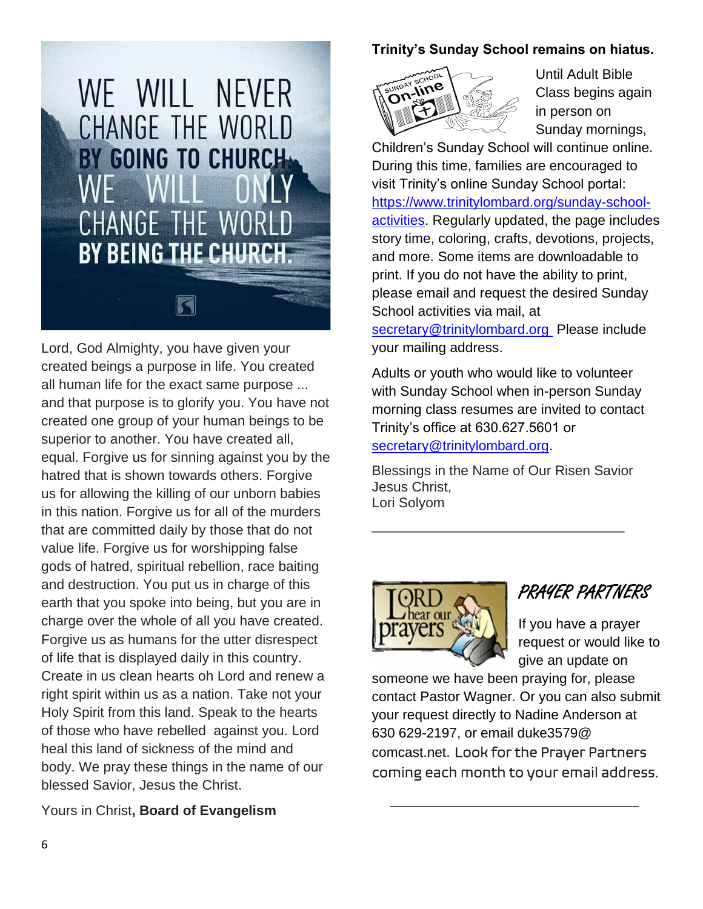WE WILL NEVER CHANGE THE WORLD BY GOING TO CHURCH. WE WILL ONLY CHANGE THE WORLD BY BEING THE CHURCH.

Lord, God Almighty, you have given your created beings a purpose in life. You created all human life for the exact same purpose ... and that purpose is to glorify you. You have not created one group of your human beings to be superior to another. You have created all, equal. Forgive us for sinning against you by the hatred that is shown towards others. Forgive us for allowing the killing of our unborn babies in this nation. Forgive us for all of the murders that are committed daily by those that do not value life. Forgive us for worshipping false gods of hatred, spiritual rebellion, race baiting and destruction. You put us in charge of this earth that you spoke into being, but you are in charge over the whole of all you have created. Forgive us as humans for the utter disrespect of life that is displayed daily in this country. Create in us clean hearts oh Lord and renew a right spirit within us as a nation. Take not your Holy Spirit from this land. Speak to the hearts of those who have rebelled against you. Lord heal this land of sickness of the mind and body. We pray these things in the name of our blessed Savior, Jesus the Christ.

Yours in Christ, **Board of Evangelism**

**Trinity's Sunday School remains on hiatus.**

Until Adult Bible Class begins again in person on Sunday mornings, Children's Sunday School will continue online. During this time, families are encouraged to visit Trinity's online Sunday School portal: https://www.trinitylombard.org/sunday-school-activities. Regularly updated, the page includes story time, coloring, crafts, devotions, projects, and more. Some items are downloadable to print. If you do not have the ability to print, please email and request the desired Sunday School activities via mail, at secretary@trinitylombard.org Please include your mailing address.

Adults or youth who would like to volunteer with Sunday School when in-person Sunday morning class resumes are invited to contact Trinity's office at 630.627.5601 or secretary@trinitylombard.org.

Blessings in the Name of Our Risen Savior Jesus Christ,
Lori Solyom

---

## PRAYER PARTNERS

If you have a prayer request or would like to give an update on someone we have been praying for, please contact Pastor Wagner. Or you can also submit your request directly to Nadine Anderson at 630 629-2197, or email duke3579@ comcast.net. Look for the Prayer Partners coming each month to your email address.

---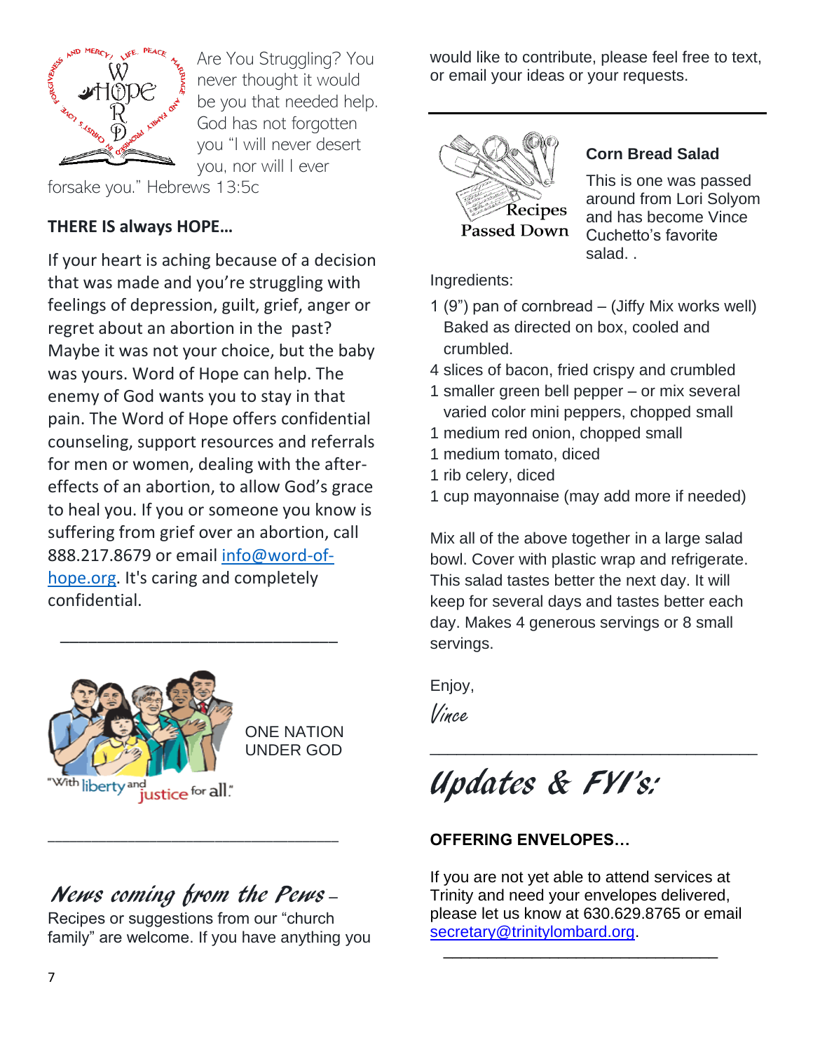Are You Struggling? You never thought it would be you that needed help. God has not forgotten you "I will never desert you, nor will I ever forsake you." Hebrews 13:5c

**THERE IS always HOPE…**

If your heart is aching because of a decision that was made and you're struggling with feelings of depression, guilt, grief, anger or regret about an abortion in the past? Maybe it was not your choice, but the baby was yours. Word of Hope can help. The enemy of God wants you to stay in that pain. The Word of Hope offers confidential counseling, support resources and referrals for men or women, dealing with the after-effects of an abortion, to allow God's grace to heal you. If you or someone you know is suffering from grief over an abortion, call 888.217.8679 or email info@word-of-hope.org. It's caring and completely confidential.

---

ONE NATION UNDER GOD

"With liberty and justice for all."

---

## *News coming from the Pews* –

Recipes or suggestions from our "church family" are welcome. If you have anything you would like to contribute, please feel free to text, or email your ideas or your requests.

---

Recipes Passed Down

### Corn Bread Salad

This is one was passed around from Lori Solyom and has become Vince Cuchetto's favorite salad. .

Ingredients:

- 1 (9") pan of cornbread – (Jiffy Mix works well) Baked as directed on box, cooled and crumbled.
- 4 slices of bacon, fried crispy and crumbled
- 1 smaller green bell pepper – or mix several varied color mini peppers, chopped small
- 1 medium red onion, chopped small
- 1 medium tomato, diced
- 1 rib celery, diced
- 1 cup mayonnaise (may add more if needed)

Mix all of the above together in a large salad bowl. Cover with plastic wrap and refrigerate. This salad tastes better the next day. It will keep for several days and tastes better each day. Makes 4 generous servings or 8 small servings.

Enjoy,

*Vince*

---

## *Updates & FYI's:*

**OFFERING ENVELOPES…**

If you are not yet able to attend services at Trinity and need your envelopes delivered, please let us know at 630.629.8765 or email secretary@trinitylombard.org.

---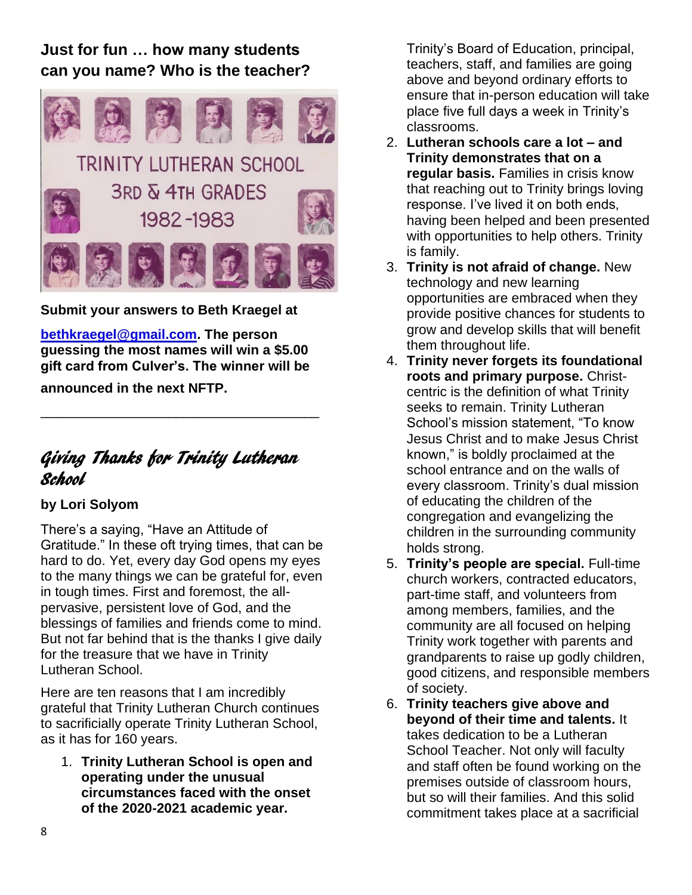**Just for fun … how many students can you name? Who is the teacher?**

TRINITY LUTHERAN SCHOOL
3RD & 4TH GRADES
1982-1983

**Submit your answers to Beth Kraegel at [bethkraegel@gmail.com](mailto:bethkraegel@gmail.com). The person guessing the most names will win a $5.00 gift card from Culver's. The winner will be announced in the next NFTP.**

---

## *Giving Thanks for Trinity Lutheran School*

**by Lori Solyom**

There's a saying, "Have an Attitude of Gratitude." In these oft trying times, that can be hard to do. Yet, every day God opens my eyes to the many things we can be grateful for, even in tough times. First and foremost, the all-pervasive, persistent love of God, and the blessings of families and friends come to mind. But not far behind that is the thanks I give daily for the treasure that we have in Trinity Lutheran School.

Here are ten reasons that I am incredibly grateful that Trinity Lutheran Church continues to sacrificially operate Trinity Lutheran School, as it has for 160 years.

1. **Trinity Lutheran School is open and operating under the unusual circumstances faced with the onset of the 2020-2021 academic year.** Trinity's Board of Education, principal, teachers, staff, and families are going above and beyond ordinary efforts to ensure that in-person education will take place five full days a week in Trinity's classrooms.
2. **Lutheran schools care a lot – and Trinity demonstrates that on a regular basis.** Families in crisis know that reaching out to Trinity brings loving response. I've lived it on both ends, having been helped and been presented with opportunities to help others. Trinity is family.
3. **Trinity is not afraid of change.** New technology and new learning opportunities are embraced when they provide positive chances for students to grow and develop skills that will benefit them throughout life.
4. **Trinity never forgets its foundational roots and primary purpose.** Christ-centric is the definition of what Trinity seeks to remain. Trinity Lutheran School's mission statement, "To know Jesus Christ and to make Jesus Christ known," is boldly proclaimed at the school entrance and on the walls of every classroom. Trinity's dual mission of educating the children of the congregation and evangelizing the children in the surrounding community holds strong.
5. **Trinity's people are special.** Full-time church workers, contracted educators, part-time staff, and volunteers from among members, families, and the community are all focused on helping Trinity work together with parents and grandparents to raise up godly children, good citizens, and responsible members of society.
6. **Trinity teachers give above and beyond of their time and talents.** It takes dedication to be a Lutheran School Teacher. Not only will faculty and staff often be found working on the premises outside of classroom hours, but so will their families. And this solid commitment takes place at a sacrificial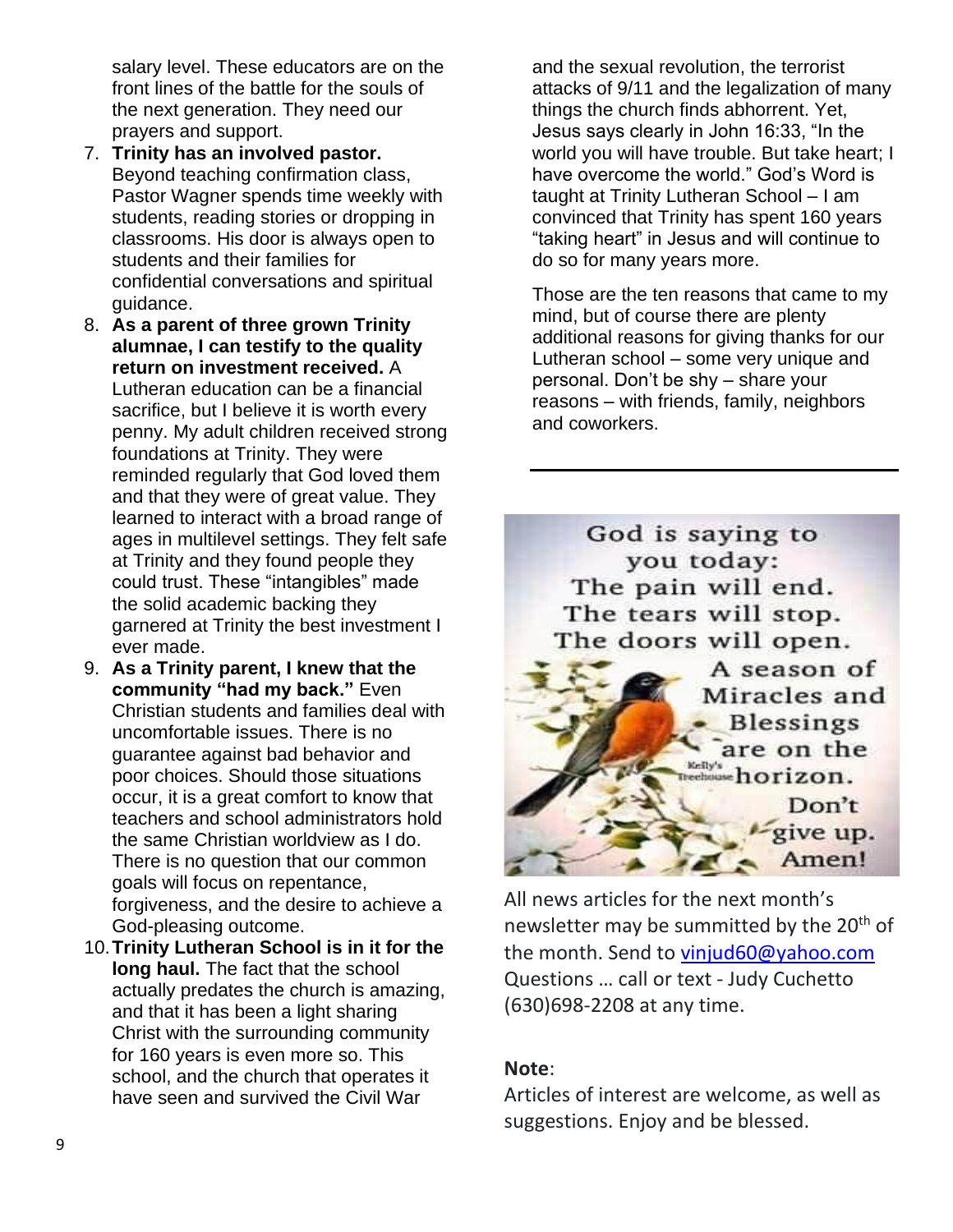salary level. These educators are on the front lines of the battle for the souls of the next generation. They need our prayers and support.

7. **Trinity has an involved pastor.** Beyond teaching confirmation class, Pastor Wagner spends time weekly with students, reading stories or dropping in classrooms. His door is always open to students and their families for confidential conversations and spiritual guidance.
8. **As a parent of three grown Trinity alumnae, I can testify to the quality return on investment received.** A Lutheran education can be a financial sacrifice, but I believe it is worth every penny. My adult children received strong foundations at Trinity. They were reminded regularly that God loved them and that they were of great value. They learned to interact with a broad range of ages in multilevel settings. They felt safe at Trinity and they found people they could trust. These "intangibles" made the solid academic backing they garnered at Trinity the best investment I ever made.
9. **As a Trinity parent, I knew that the community "had my back."** Even Christian students and families deal with uncomfortable issues. There is no guarantee against bad behavior and poor choices. Should those situations occur, it is a great comfort to know that teachers and school administrators hold the same Christian worldview as I do. There is no question that our common goals will focus on repentance, forgiveness, and the desire to achieve a God-pleasing outcome.
10. **Trinity Lutheran School is in it for the long haul.** The fact that the school actually predates the church is amazing, and that it has been a light sharing Christ with the surrounding community for 160 years is even more so. This school, and the church that operates it have seen and survived the Civil War and the sexual revolution, the terrorist attacks of 9/11 and the legalization of many things the church finds abhorrent. Yet, Jesus says clearly in John 16:33, "In the world you will have trouble. But take heart; I have overcome the world." God's Word is taught at Trinity Lutheran School – I am convinced that Trinity has spent 160 years "taking heart" in Jesus and will continue to do so for many years more.

Those are the ten reasons that came to my mind, but of course there are plenty additional reasons for giving thanks for our Lutheran school – some very unique and personal. Don't be shy – share your reasons – with friends, family, neighbors and coworkers.

---

God is saying to you today:
The pain will end.
The tears will stop.
The doors will open.
A season of Miracles and Blessings are on the horizon.
Don't give up.
Amen!

Kelly's Treehouse

All news articles for the next month's newsletter may be summitted by the 20th of the month. Send to vinjud60@yahoo.com Questions … call or text - Judy Cuchetto (630)698-2208 at any time.

**Note**:
Articles of interest are welcome, as well as suggestions. Enjoy and be blessed.